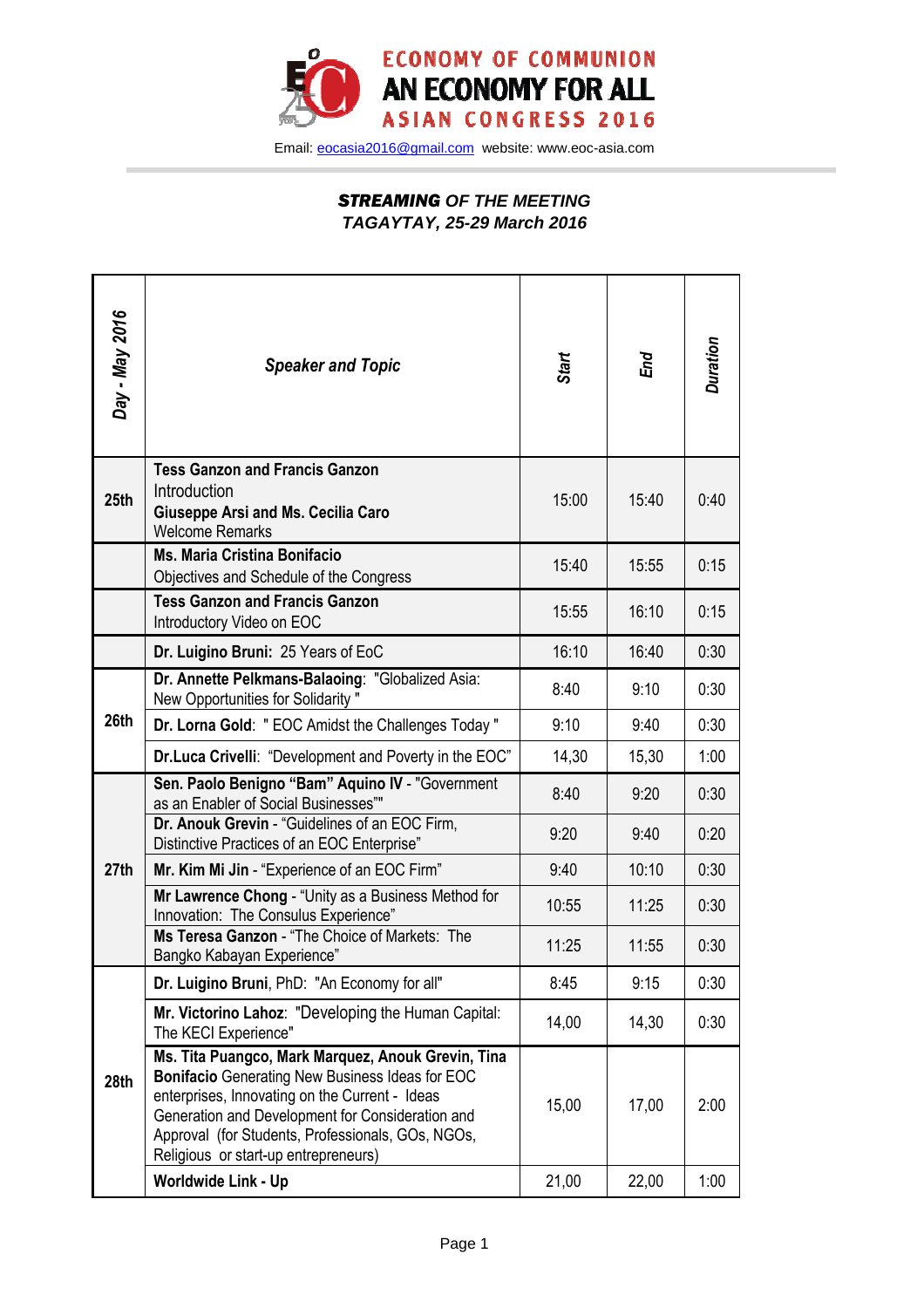# ECONOMY OF COMMUNION
# AN ECONOMY FOR ALL
## ASIAN CONGRESS 2016

Email: eocasia2016@gmail.com website: www.eoc-asia.com

***STREAMING** OF THE MEETING*
***TAGAYTAY, 25-29 March 2016***

| *Day - May 2016* | *Speaker and Topic* | *Start* | *End* | *Duration* |
|---|---|---|---|---|
| **25th** | **Tess Ganzon and Francis Ganzon** Introduction **Giuseppe Arsi and Ms. Cecilia Caro** Welcome Remarks | 15:00 | 15:40 | 0:40 |
| | **Ms. Maria Cristina Bonifacio** Objectives and Schedule of the Congress | 15:40 | 15:55 | 0:15 |
| | **Tess Ganzon and Francis Ganzon** Introductory Video on EOC | 15:55 | 16:10 | 0:15 |
| | **Dr. Luigino Bruni:** 25 Years of EoC | 16:10 | 16:40 | 0:30 |
| **26th** | **Dr. Annette Pelkmans-Balaoing**: "Globalized Asia: New Opportunities for Solidarity " | 8:40 | 9:10 | 0:30 |
| | **Dr. Lorna Gold**: " EOC Amidst the Challenges Today " | 9:10 | 9:40 | 0:30 |
| | **Dr.Luca Crivelli**: "Development and Poverty in the EOC" | 14,30 | 15,30 | 1:00 |
| **27th** | **Sen. Paolo Benigno "Bam" Aquino IV** - "Government as an Enabler of Social Businesses"" | 8:40 | 9:20 | 0:30 |
| | **Dr. Anouk Grevin** - "Guidelines of an EOC Firm, Distinctive Practices of an EOC Enterprise" | 9:20 | 9:40 | 0:20 |
| | **Mr. Kim Mi Jin** - "Experience of an EOC Firm" | 9:40 | 10:10 | 0:30 |
| | **Mr Lawrence Chong** - "Unity as a Business Method for Innovation: The Consulus Experience" | 10:55 | 11:25 | 0:30 |
| | **Ms Teresa Ganzon** - "The Choice of Markets: The Bangko Kabayan Experience" | 11:25 | 11:55 | 0:30 |
| **28th** | **Dr. Luigino Bruni**, PhD: "An Economy for all" | 8:45 | 9:15 | 0:30 |
| | **Mr. Victorino Lahoz**: "Developing the Human Capital: The KECI Experience" | 14,00 | 14,30 | 0:30 |
| | **Ms. Tita Puangco, Mark Marquez, Anouk Grevin, Tina Bonifacio** Generating New Business Ideas for EOC enterprises, Innovating on the Current - Ideas Generation and Development for Consideration and Approval (for Students, Professionals, GOs, NGOs, Religious or start-up entrepreneurs) | 15,00 | 17,00 | 2:00 |
| | **Worldwide Link - Up** | 21,00 | 22,00 | 1:00 |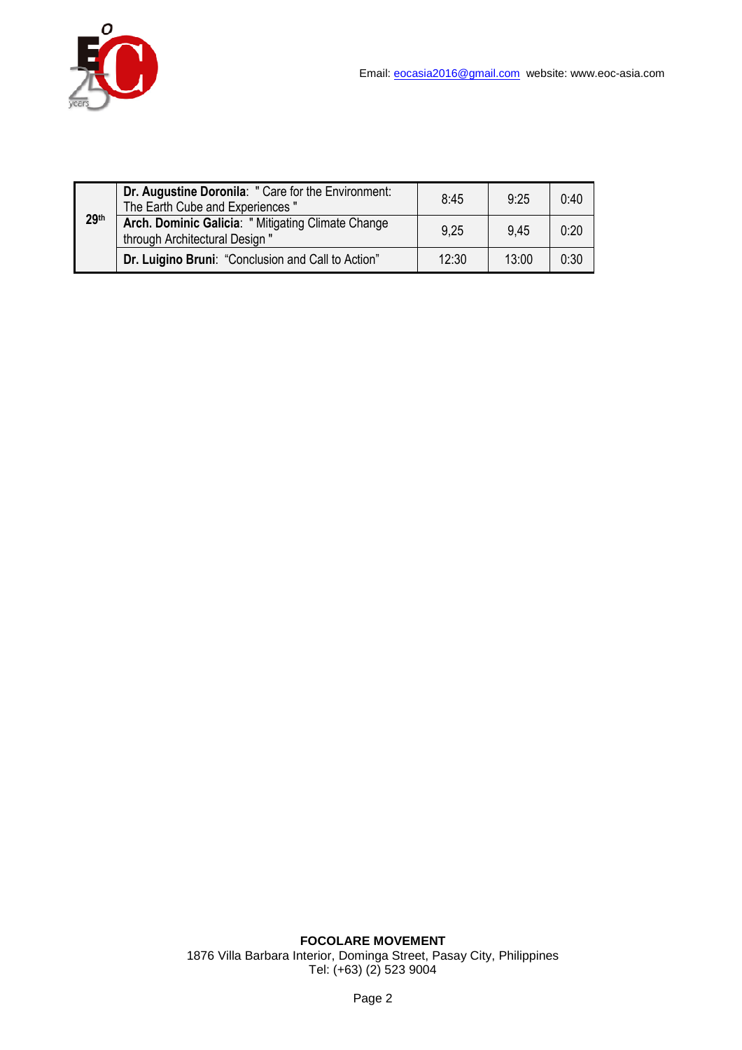Email: eocasia2016@gmail.com website: www.eoc-asia.com

| | | | | |
|---|---|---|---|---|
| 29th | **Dr. Augustine Doronila**: " Care for the Environment: The Earth Cube and Experiences " | 8:45 | 9:25 | 0:40 |
| | **Arch. Dominic Galicia**: " Mitigating Climate Change through Architectural Design " | 9,25 | 9,45 | 0:20 |
| | **Dr. Luigino Bruni**: "Conclusion and Call to Action" | 12:30 | 13:00 | 0:30 |

**FOCOLARE MOVEMENT**
1876 Villa Barbara Interior, Dominga Street, Pasay City, Philippines
Tel: (+63) (2) 523 9004